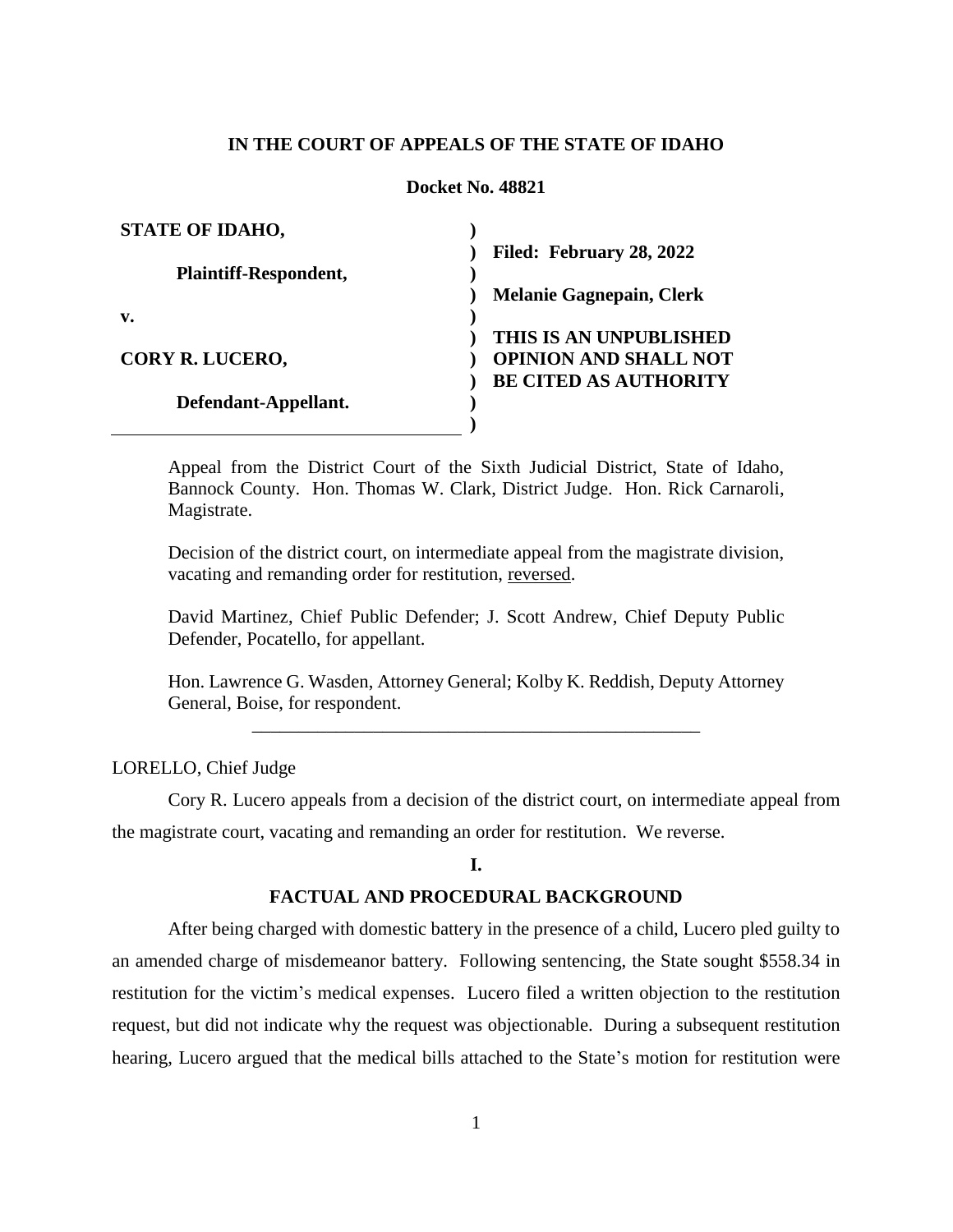**IN THE COURT OF APPEALS OF THE STATE OF IDAHO**

**Docket No. 48821**

| | | |
|---|---|---|
| **STATE OF IDAHO,** | ) | |
| | ) | **Filed: February 28, 2022** |
| **Plaintiff-Respondent,** | ) | |
| | ) | **Melanie Gagnepain, Clerk** |
| **v.** | ) | |
| | ) | **THIS IS AN UNPUBLISHED** |
| **CORY R. LUCERO,** | ) | **OPINION AND SHALL NOT** |
| | ) | **BE CITED AS AUTHORITY** |
| **Defendant-Appellant.** | ) | |
| | ) | |

Appeal from the District Court of the Sixth Judicial District, State of Idaho, Bannock County. Hon. Thomas W. Clark, District Judge. Hon. Rick Carnaroli, Magistrate.

Decision of the district court, on intermediate appeal from the magistrate division, vacating and remanding order for restitution, reversed.

David Martinez, Chief Public Defender; J. Scott Andrew, Chief Deputy Public Defender, Pocatello, for appellant.

Hon. Lawrence G. Wasden, Attorney General; Kolby K. Reddish, Deputy Attorney General, Boise, for respondent.

---

LORELLO, Chief Judge

Cory R. Lucero appeals from a decision of the district court, on intermediate appeal from the magistrate court, vacating and remanding an order for restitution. We reverse.

## I.

## FACTUAL AND PROCEDURAL BACKGROUND

After being charged with domestic battery in the presence of a child, Lucero pled guilty to an amended charge of misdemeanor battery. Following sentencing, the State sought $558.34 in restitution for the victim's medical expenses. Lucero filed a written objection to the restitution request, but did not indicate why the request was objectionable. During a subsequent restitution hearing, Lucero argued that the medical bills attached to the State's motion for restitution were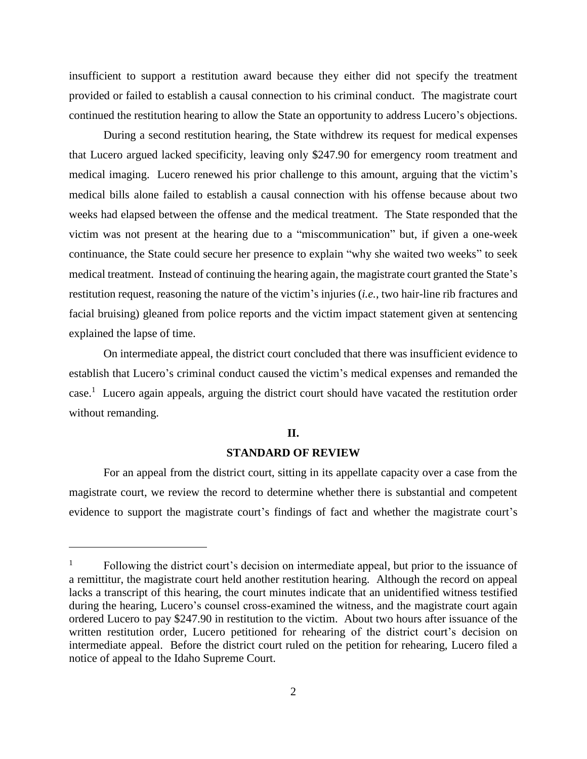insufficient to support a restitution award because they either did not specify the treatment provided or failed to establish a causal connection to his criminal conduct. The magistrate court continued the restitution hearing to allow the State an opportunity to address Lucero's objections.

During a second restitution hearing, the State withdrew its request for medical expenses that Lucero argued lacked specificity, leaving only $247.90 for emergency room treatment and medical imaging. Lucero renewed his prior challenge to this amount, arguing that the victim's medical bills alone failed to establish a causal connection with his offense because about two weeks had elapsed between the offense and the medical treatment. The State responded that the victim was not present at the hearing due to a "miscommunication" but, if given a one-week continuance, the State could secure her presence to explain "why she waited two weeks" to seek medical treatment. Instead of continuing the hearing again, the magistrate court granted the State's restitution request, reasoning the nature of the victim's injuries (*i.e.*, two hair-line rib fractures and facial bruising) gleaned from police reports and the victim impact statement given at sentencing explained the lapse of time.

On intermediate appeal, the district court concluded that there was insufficient evidence to establish that Lucero's criminal conduct caused the victim's medical expenses and remanded the case.[1] Lucero again appeals, arguing the district court should have vacated the restitution order without remanding.

## II.

## STANDARD OF REVIEW

For an appeal from the district court, sitting in its appellate capacity over a case from the magistrate court, we review the record to determine whether there is substantial and competent evidence to support the magistrate court's findings of fact and whether the magistrate court's

---

[1] Following the district court's decision on intermediate appeal, but prior to the issuance of a remittitur, the magistrate court held another restitution hearing. Although the record on appeal lacks a transcript of this hearing, the court minutes indicate that an unidentified witness testified during the hearing, Lucero's counsel cross-examined the witness, and the magistrate court again ordered Lucero to pay $247.90 in restitution to the victim. About two hours after issuance of the written restitution order, Lucero petitioned for rehearing of the district court's decision on intermediate appeal. Before the district court ruled on the petition for rehearing, Lucero filed a notice of appeal to the Idaho Supreme Court.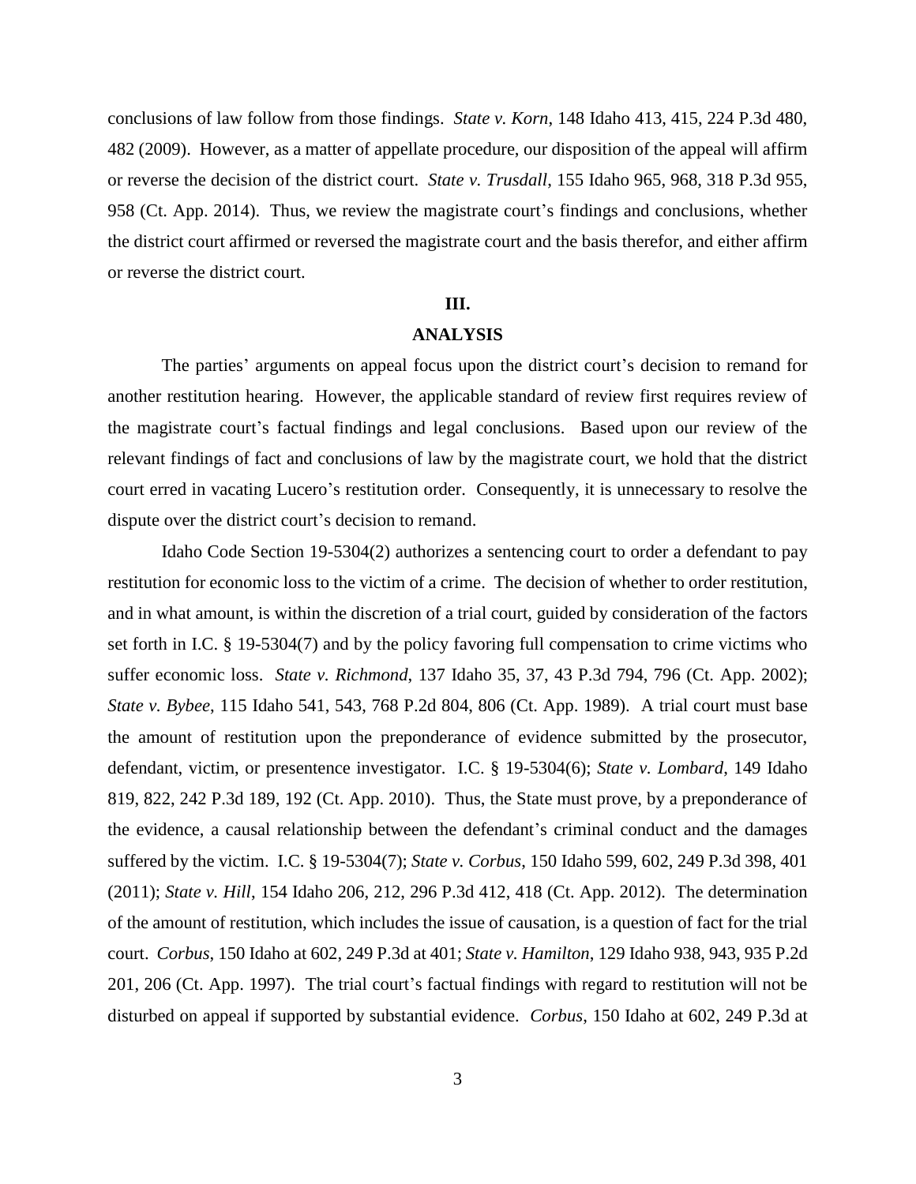conclusions of law follow from those findings. *State v. Korn*, 148 Idaho 413, 415, 224 P.3d 480, 482 (2009). However, as a matter of appellate procedure, our disposition of the appeal will affirm or reverse the decision of the district court. *State v. Trusdall*, 155 Idaho 965, 968, 318 P.3d 955, 958 (Ct. App. 2014). Thus, we review the magistrate court's findings and conclusions, whether the district court affirmed or reversed the magistrate court and the basis therefor, and either affirm or reverse the district court.

## III.

## ANALYSIS

The parties' arguments on appeal focus upon the district court's decision to remand for another restitution hearing. However, the applicable standard of review first requires review of the magistrate court's factual findings and legal conclusions. Based upon our review of the relevant findings of fact and conclusions of law by the magistrate court, we hold that the district court erred in vacating Lucero's restitution order. Consequently, it is unnecessary to resolve the dispute over the district court's decision to remand.

Idaho Code Section 19-5304(2) authorizes a sentencing court to order a defendant to pay restitution for economic loss to the victim of a crime. The decision of whether to order restitution, and in what amount, is within the discretion of a trial court, guided by consideration of the factors set forth in I.C. § 19-5304(7) and by the policy favoring full compensation to crime victims who suffer economic loss. *State v. Richmond*, 137 Idaho 35, 37, 43 P.3d 794, 796 (Ct. App. 2002); *State v. Bybee*, 115 Idaho 541, 543, 768 P.2d 804, 806 (Ct. App. 1989). A trial court must base the amount of restitution upon the preponderance of evidence submitted by the prosecutor, defendant, victim, or presentence investigator. I.C. § 19-5304(6); *State v. Lombard*, 149 Idaho 819, 822, 242 P.3d 189, 192 (Ct. App. 2010). Thus, the State must prove, by a preponderance of the evidence, a causal relationship between the defendant's criminal conduct and the damages suffered by the victim. I.C. § 19-5304(7); *State v. Corbus*, 150 Idaho 599, 602, 249 P.3d 398, 401 (2011); *State v. Hill*, 154 Idaho 206, 212, 296 P.3d 412, 418 (Ct. App. 2012). The determination of the amount of restitution, which includes the issue of causation, is a question of fact for the trial court. *Corbus*, 150 Idaho at 602, 249 P.3d at 401; *State v. Hamilton*, 129 Idaho 938, 943, 935 P.2d 201, 206 (Ct. App. 1997). The trial court's factual findings with regard to restitution will not be disturbed on appeal if supported by substantial evidence. *Corbus*, 150 Idaho at 602, 249 P.3d at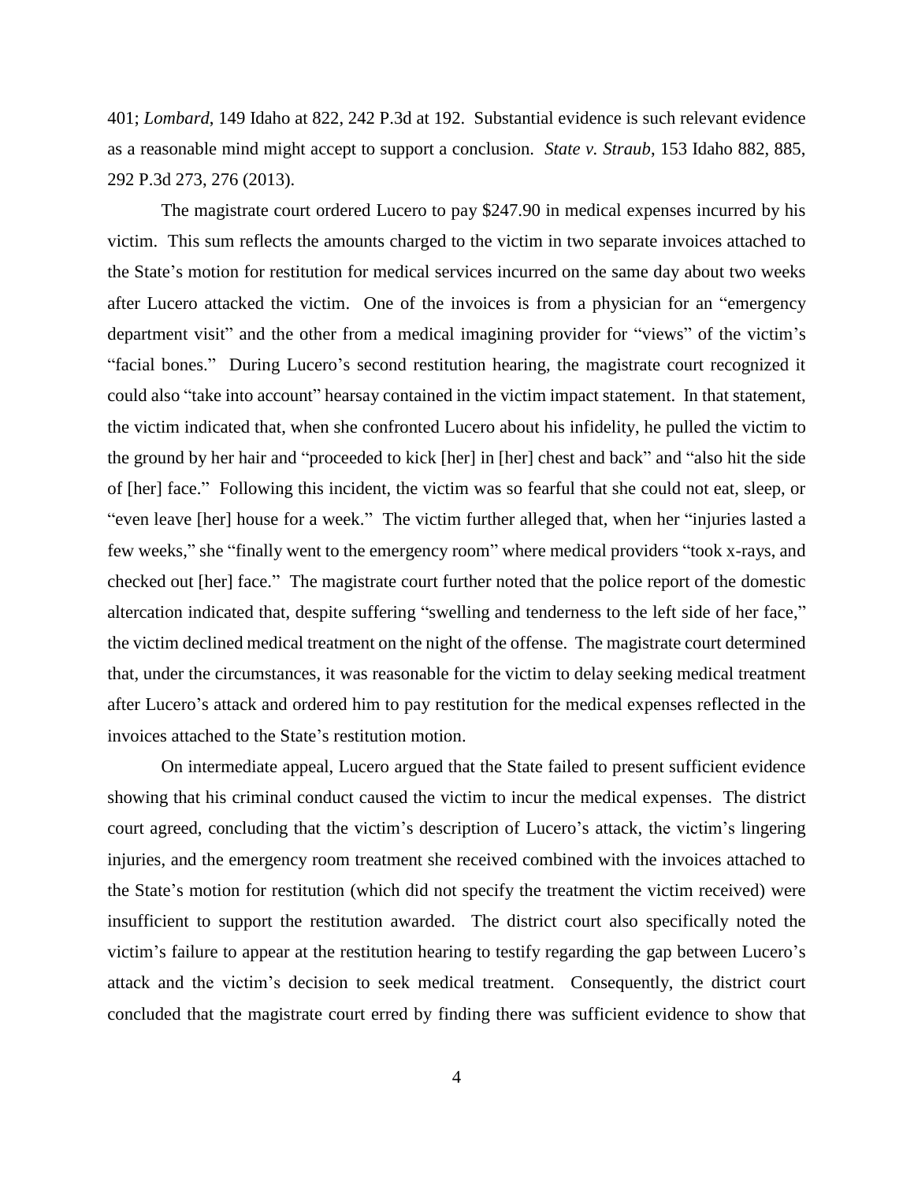401; *Lombard*, 149 Idaho at 822, 242 P.3d at 192. Substantial evidence is such relevant evidence as a reasonable mind might accept to support a conclusion. *State v. Straub*, 153 Idaho 882, 885, 292 P.3d 273, 276 (2013).

The magistrate court ordered Lucero to pay $247.90 in medical expenses incurred by his victim. This sum reflects the amounts charged to the victim in two separate invoices attached to the State's motion for restitution for medical services incurred on the same day about two weeks after Lucero attacked the victim. One of the invoices is from a physician for an "emergency department visit" and the other from a medical imagining provider for "views" of the victim's "facial bones." During Lucero's second restitution hearing, the magistrate court recognized it could also "take into account" hearsay contained in the victim impact statement. In that statement, the victim indicated that, when she confronted Lucero about his infidelity, he pulled the victim to the ground by her hair and "proceeded to kick [her] in [her] chest and back" and "also hit the side of [her] face." Following this incident, the victim was so fearful that she could not eat, sleep, or "even leave [her] house for a week." The victim further alleged that, when her "injuries lasted a few weeks," she "finally went to the emergency room" where medical providers "took x-rays, and checked out [her] face." The magistrate court further noted that the police report of the domestic altercation indicated that, despite suffering "swelling and tenderness to the left side of her face," the victim declined medical treatment on the night of the offense. The magistrate court determined that, under the circumstances, it was reasonable for the victim to delay seeking medical treatment after Lucero's attack and ordered him to pay restitution for the medical expenses reflected in the invoices attached to the State's restitution motion.

On intermediate appeal, Lucero argued that the State failed to present sufficient evidence showing that his criminal conduct caused the victim to incur the medical expenses. The district court agreed, concluding that the victim's description of Lucero's attack, the victim's lingering injuries, and the emergency room treatment she received combined with the invoices attached to the State's motion for restitution (which did not specify the treatment the victim received) were insufficient to support the restitution awarded. The district court also specifically noted the victim's failure to appear at the restitution hearing to testify regarding the gap between Lucero's attack and the victim's decision to seek medical treatment. Consequently, the district court concluded that the magistrate court erred by finding there was sufficient evidence to show that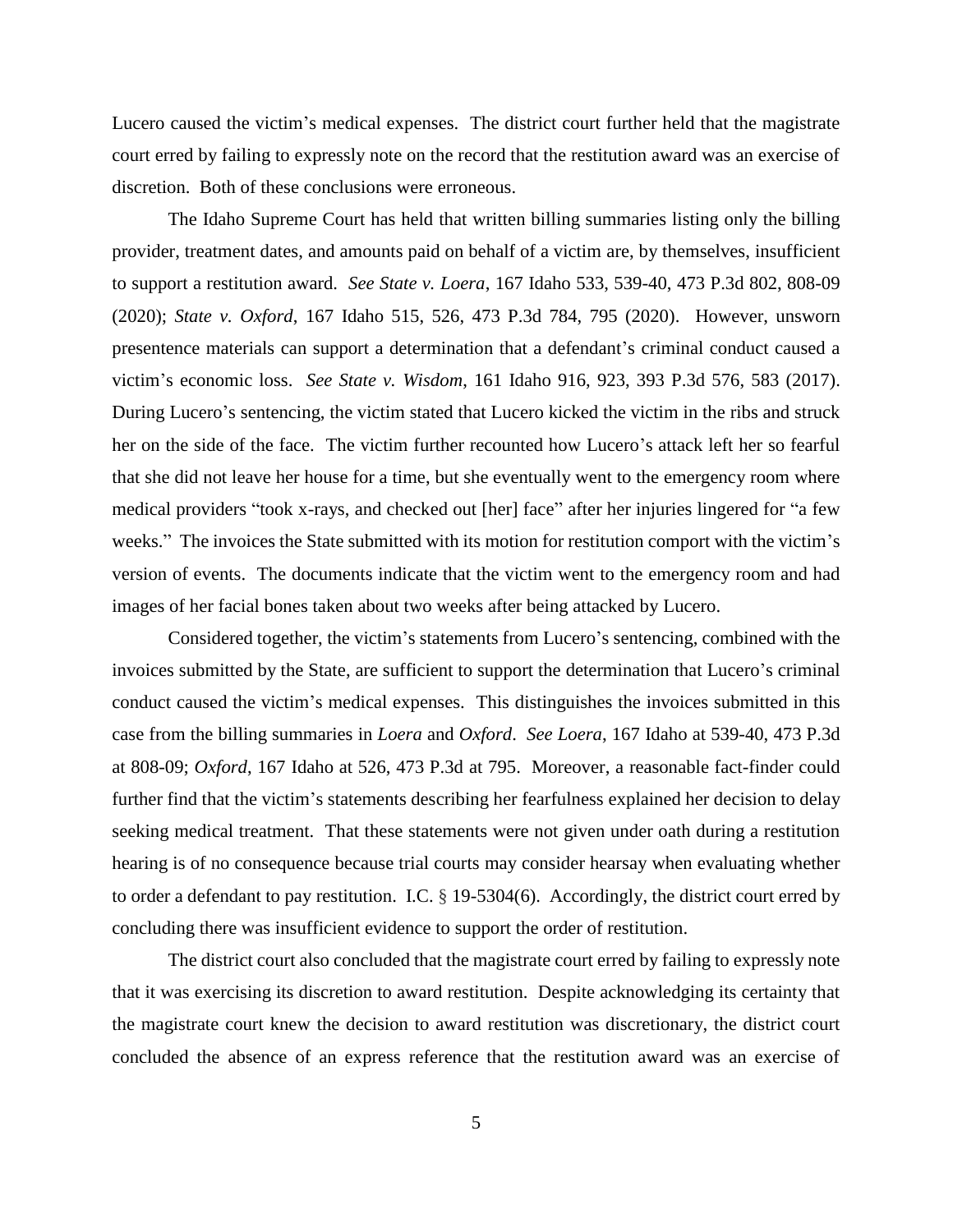Lucero caused the victim's medical expenses. The district court further held that the magistrate court erred by failing to expressly note on the record that the restitution award was an exercise of discretion. Both of these conclusions were erroneous.

The Idaho Supreme Court has held that written billing summaries listing only the billing provider, treatment dates, and amounts paid on behalf of a victim are, by themselves, insufficient to support a restitution award. *See State v. Loera*, 167 Idaho 533, 539-40, 473 P.3d 802, 808-09 (2020); *State v. Oxford*, 167 Idaho 515, 526, 473 P.3d 784, 795 (2020). However, unsworn presentence materials can support a determination that a defendant's criminal conduct caused a victim's economic loss. *See State v. Wisdom*, 161 Idaho 916, 923, 393 P.3d 576, 583 (2017). During Lucero's sentencing, the victim stated that Lucero kicked the victim in the ribs and struck her on the side of the face. The victim further recounted how Lucero's attack left her so fearful that she did not leave her house for a time, but she eventually went to the emergency room where medical providers "took x-rays, and checked out [her] face" after her injuries lingered for "a few weeks." The invoices the State submitted with its motion for restitution comport with the victim's version of events. The documents indicate that the victim went to the emergency room and had images of her facial bones taken about two weeks after being attacked by Lucero.

Considered together, the victim's statements from Lucero's sentencing, combined with the invoices submitted by the State, are sufficient to support the determination that Lucero's criminal conduct caused the victim's medical expenses. This distinguishes the invoices submitted in this case from the billing summaries in *Loera* and *Oxford*. *See Loera*, 167 Idaho at 539-40, 473 P.3d at 808-09; *Oxford*, 167 Idaho at 526, 473 P.3d at 795. Moreover, a reasonable fact-finder could further find that the victim's statements describing her fearfulness explained her decision to delay seeking medical treatment. That these statements were not given under oath during a restitution hearing is of no consequence because trial courts may consider hearsay when evaluating whether to order a defendant to pay restitution. I.C. § 19-5304(6). Accordingly, the district court erred by concluding there was insufficient evidence to support the order of restitution.

The district court also concluded that the magistrate court erred by failing to expressly note that it was exercising its discretion to award restitution. Despite acknowledging its certainty that the magistrate court knew the decision to award restitution was discretionary, the district court concluded the absence of an express reference that the restitution award was an exercise of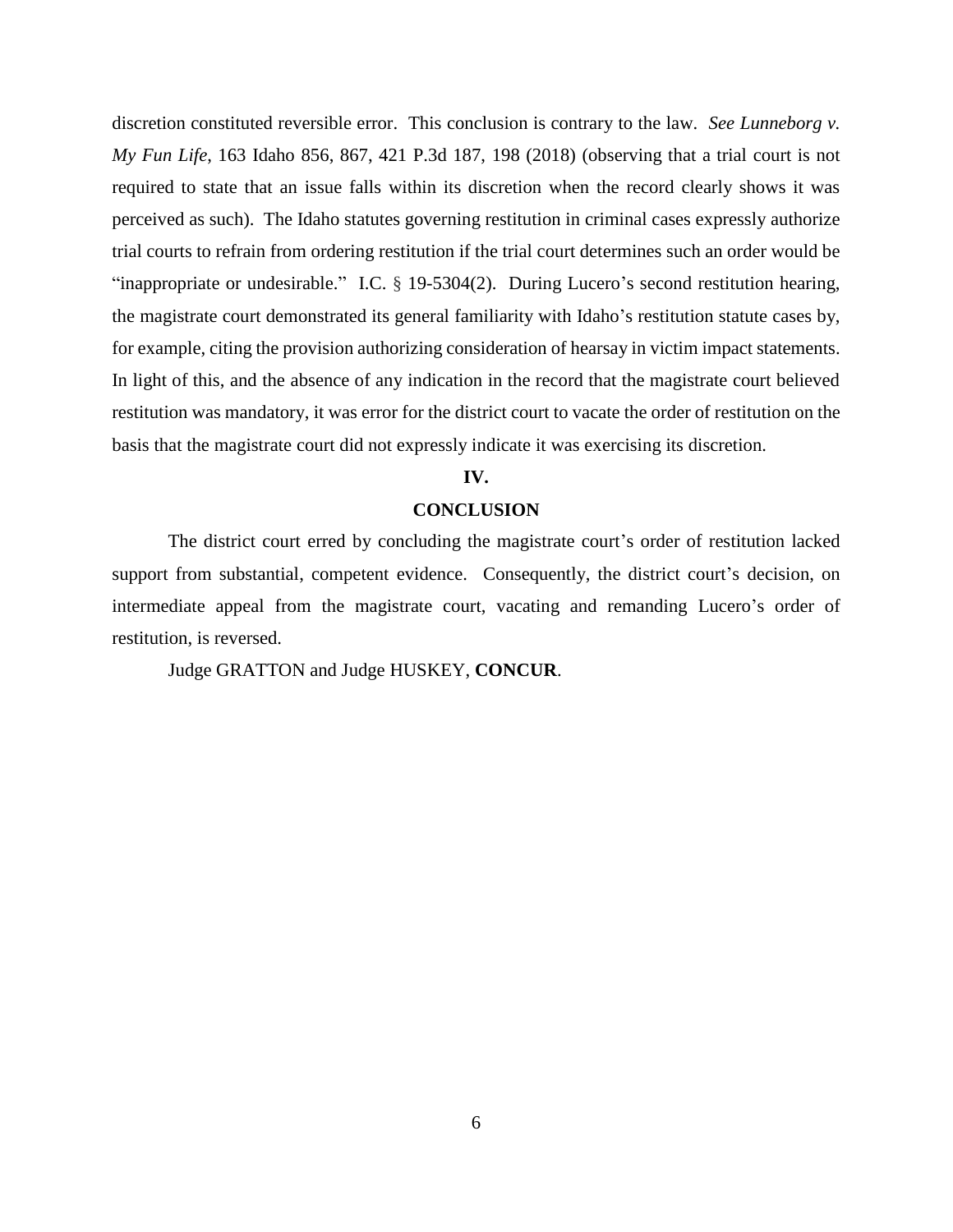discretion constituted reversible error. This conclusion is contrary to the law. *See Lunneborg v. My Fun Life*, 163 Idaho 856, 867, 421 P.3d 187, 198 (2018) (observing that a trial court is not required to state that an issue falls within its discretion when the record clearly shows it was perceived as such). The Idaho statutes governing restitution in criminal cases expressly authorize trial courts to refrain from ordering restitution if the trial court determines such an order would be "inappropriate or undesirable." I.C. § 19-5304(2). During Lucero's second restitution hearing, the magistrate court demonstrated its general familiarity with Idaho's restitution statute cases by, for example, citing the provision authorizing consideration of hearsay in victim impact statements. In light of this, and the absence of any indication in the record that the magistrate court believed restitution was mandatory, it was error for the district court to vacate the order of restitution on the basis that the magistrate court did not expressly indicate it was exercising its discretion.

## IV.

## CONCLUSION

The district court erred by concluding the magistrate court's order of restitution lacked support from substantial, competent evidence. Consequently, the district court's decision, on intermediate appeal from the magistrate court, vacating and remanding Lucero's order of restitution, is reversed.

Judge GRATTON and Judge HUSKEY, **CONCUR**.